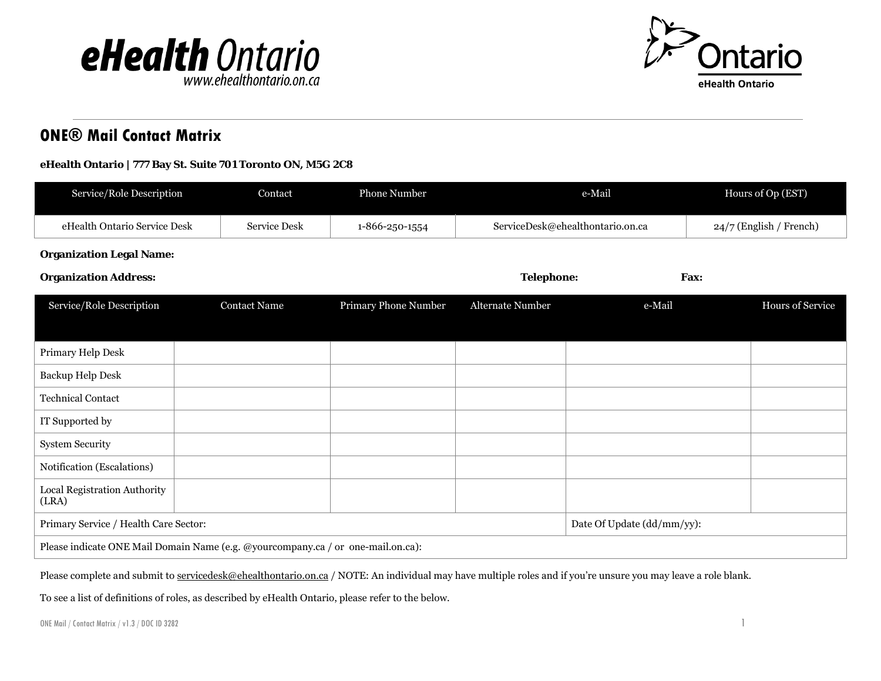## ONE® Mail Contact Matrix

**eHealth Ontario | 777 Bay St. Suite 701 Toronto ON, M5G 2C8**

| Service/Role Description | Contact | Phone Number | e-Mail | Hours of Op (EST) |
|---|---|---|---|---|
| eHealth Ontario Service Desk | Service Desk | 1-866-250-1554 | ServiceDesk@ehealthontario.on.ca | 24/7 (English / French) |

**Organization Legal Name:**

**Organization Address:** **Telephone:** **Fax:**

| Service/Role Description | Contact Name | Primary Phone Number | Alternate Number | e-Mail | Hours of Service |
|---|---|---|---|---|---|
| Primary Help Desk | | | | | |
| Backup Help Desk | | | | | |
| Technical Contact | | | | | |
| IT Supported by | | | | | |
| System Security | | | | | |
| Notification (Escalations) | | | | | |
| Local Registration Authority (LRA) | | | | | |
| Primary Service / Health Care Sector: | | | | Date Of Update (dd/mm/yy): | |
| Please indicate ONE Mail Domain Name (e.g. @yourcompany.ca / or one-mail.on.ca): | | | | | |

Please complete and submit to servicedesk@ehealthontario.on.ca / NOTE: An individual may have multiple roles and if you're unsure you may leave a role blank.

To see a list of definitions of roles, as described by eHealth Ontario, please refer to the below.

ONE Mail / Contact Matrix / v1.3 / DOC ID 3282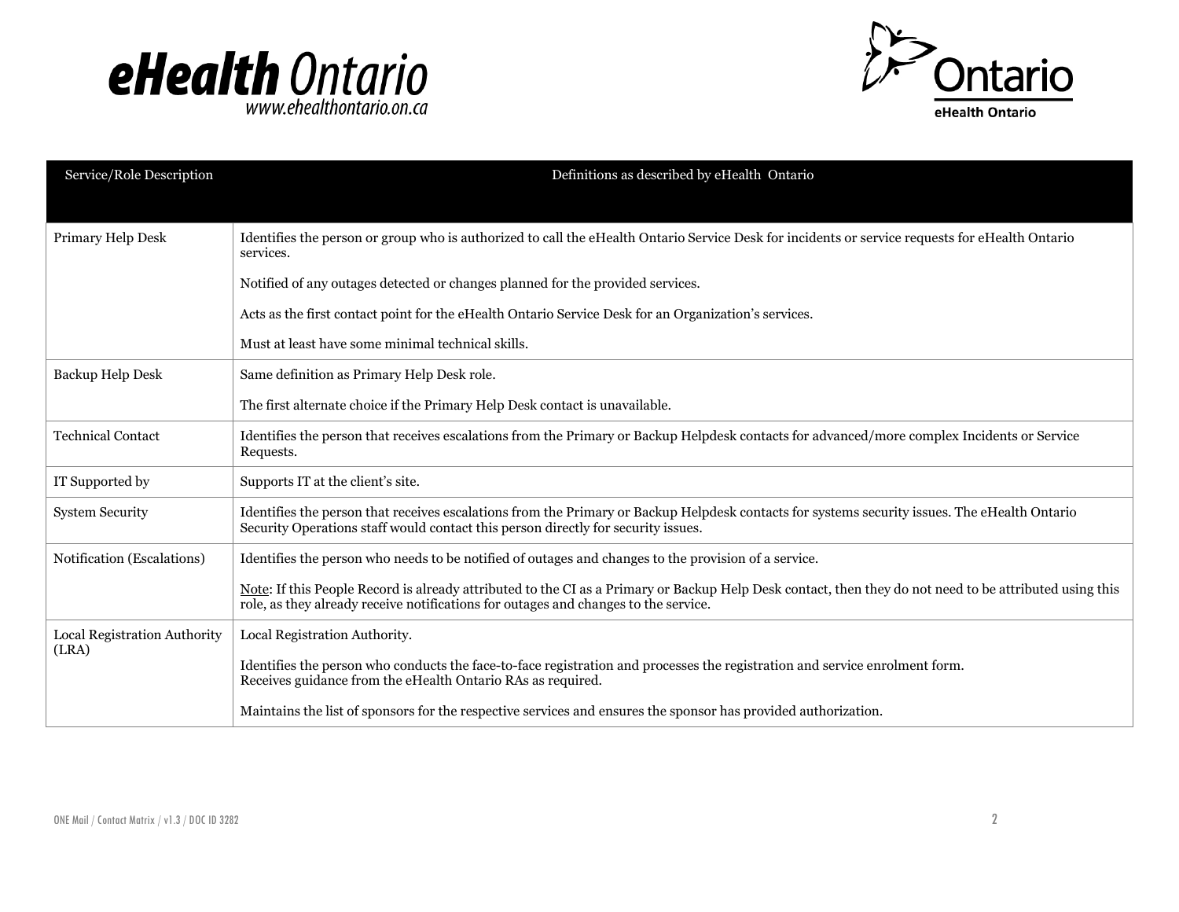| Service/Role Description | Definitions as described by eHealth Ontario |
| --- | --- |
| Primary Help Desk | Identifies the person or group who is authorized to call the eHealth Ontario Service Desk for incidents or service requests for eHealth Ontario services.<br><br>Notified of any outages detected or changes planned for the provided services.<br><br>Acts as the first contact point for the eHealth Ontario Service Desk for an Organization's services.<br><br>Must at least have some minimal technical skills. |
| Backup Help Desk | Same definition as Primary Help Desk role.<br><br>The first alternate choice if the Primary Help Desk contact is unavailable. |
| Technical Contact | Identifies the person that receives escalations from the Primary or Backup Helpdesk contacts for advanced/more complex Incidents or Service Requests. |
| IT Supported by | Supports IT at the client's site. |
| System Security | Identifies the person that receives escalations from the Primary or Backup Helpdesk contacts for systems security issues. The eHealth Ontario Security Operations staff would contact this person directly for security issues. |
| Notification (Escalations) | Identifies the person who needs to be notified of outages and changes to the provision of a service.<br><br>Note: If this People Record is already attributed to the CI as a Primary or Backup Help Desk contact, then they do not need to be attributed using this role, as they already receive notifications for outages and changes to the service. |
| Local Registration Authority (LRA) | Local Registration Authority.<br><br>Identifies the person who conducts the face-to-face registration and processes the registration and service enrolment form.<br>Receives guidance from the eHealth Ontario RAs as required.<br><br>Maintains the list of sponsors for the respective services and ensures the sponsor has provided authorization. |